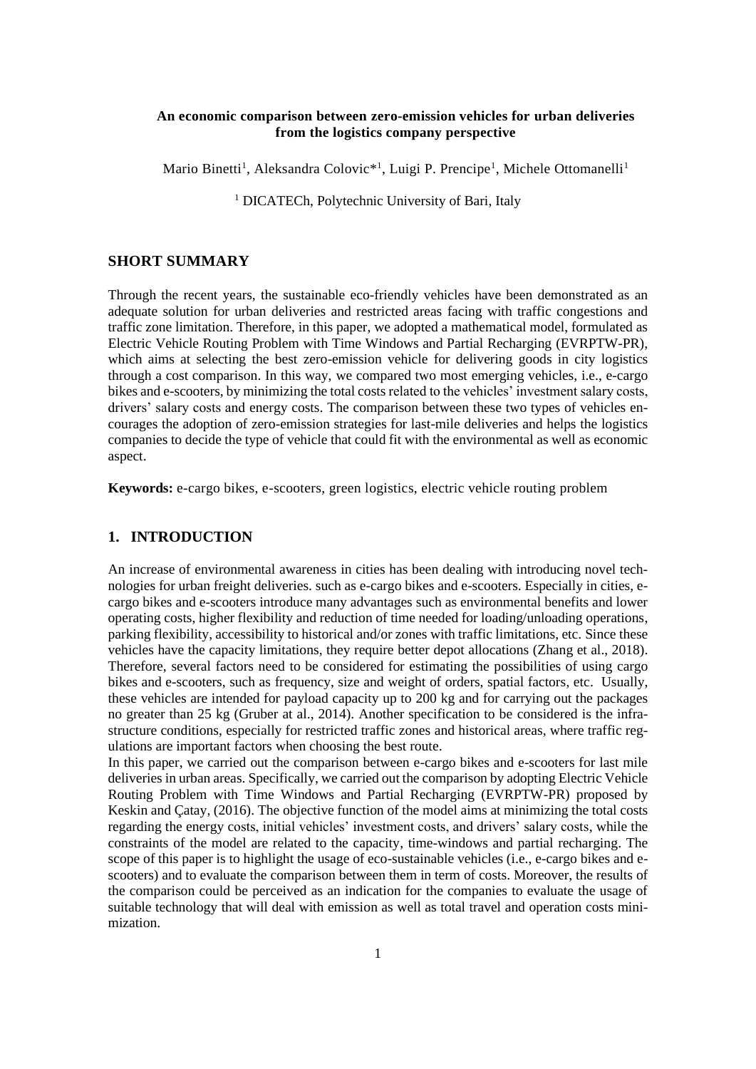**An economic comparison between zero-emission vehicles for urban deliveries from the logistics company perspective**

Mario Binetti[1], Aleksandra Colovic*[1], Luigi P. Prencipe[1], Michele Ottomanelli[1]

[1] DICATECh, Polytechnic University of Bari, Italy

## SHORT SUMMARY

Through the recent years, the sustainable eco-friendly vehicles have been demonstrated as an adequate solution for urban deliveries and restricted areas facing with traffic congestions and traffic zone limitation. Therefore, in this paper, we adopted a mathematical model, formulated as Electric Vehicle Routing Problem with Time Windows and Partial Recharging (EVRPTW-PR), which aims at selecting the best zero-emission vehicle for delivering goods in city logistics through a cost comparison. In this way, we compared two most emerging vehicles, i.e., e-cargo bikes and e-scooters, by minimizing the total costs related to the vehicles' investment salary costs, drivers' salary costs and energy costs. The comparison between these two types of vehicles encourages the adoption of zero-emission strategies for last-mile deliveries and helps the logistics companies to decide the type of vehicle that could fit with the environmental as well as economic aspect.

**Keywords:** e-cargo bikes, e-scooters, green logistics, electric vehicle routing problem

## 1. INTRODUCTION

An increase of environmental awareness in cities has been dealing with introducing novel technologies for urban freight deliveries. such as e-cargo bikes and e-scooters. Especially in cities, e-cargo bikes and e-scooters introduce many advantages such as environmental benefits and lower operating costs, higher flexibility and reduction of time needed for loading/unloading operations, parking flexibility, accessibility to historical and/or zones with traffic limitations, etc. Since these vehicles have the capacity limitations, they require better depot allocations (Zhang et al., 2018). Therefore, several factors need to be considered for estimating the possibilities of using cargo bikes and e-scooters, such as frequency, size and weight of orders, spatial factors, etc. Usually, these vehicles are intended for payload capacity up to 200 kg and for carrying out the packages no greater than 25 kg (Gruber at al., 2014). Another specification to be considered is the infrastructure conditions, especially for restricted traffic zones and historical areas, where traffic regulations are important factors when choosing the best route.

In this paper, we carried out the comparison between e-cargo bikes and e-scooters for last mile deliveries in urban areas. Specifically, we carried out the comparison by adopting Electric Vehicle Routing Problem with Time Windows and Partial Recharging (EVRPTW-PR) proposed by Keskin and Çatay, (2016). The objective function of the model aims at minimizing the total costs regarding the energy costs, initial vehicles' investment costs, and drivers' salary costs, while the constraints of the model are related to the capacity, time-windows and partial recharging. The scope of this paper is to highlight the usage of eco-sustainable vehicles (i.e., e-cargo bikes and e-scooters) and to evaluate the comparison between them in term of costs. Moreover, the results of the comparison could be perceived as an indication for the companies to evaluate the usage of suitable technology that will deal with emission as well as total travel and operation costs minimization.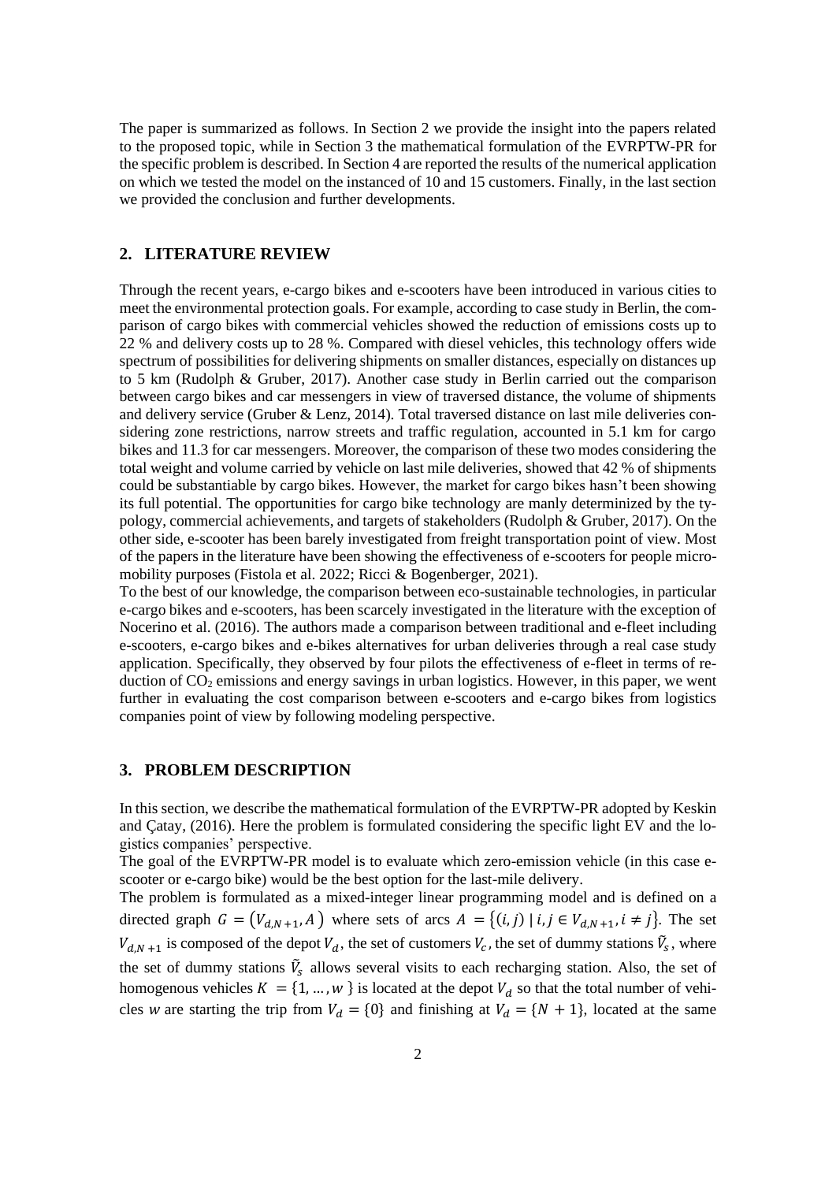The paper is summarized as follows. In Section 2 we provide the insight into the papers related to the proposed topic, while in Section 3 the mathematical formulation of the EVRPTW-PR for the specific problem is described. In Section 4 are reported the results of the numerical application on which we tested the model on the instanced of 10 and 15 customers. Finally, in the last section we provided the conclusion and further developments.

## 2. LITERATURE REVIEW

Through the recent years, e-cargo bikes and e-scooters have been introduced in various cities to meet the environmental protection goals. For example, according to case study in Berlin, the comparison of cargo bikes with commercial vehicles showed the reduction of emissions costs up to 22 % and delivery costs up to 28 %. Compared with diesel vehicles, this technology offers wide spectrum of possibilities for delivering shipments on smaller distances, especially on distances up to 5 km (Rudolph & Gruber, 2017). Another case study in Berlin carried out the comparison between cargo bikes and car messengers in view of traversed distance, the volume of shipments and delivery service (Gruber & Lenz, 2014). Total traversed distance on last mile deliveries considering zone restrictions, narrow streets and traffic regulation, accounted in 5.1 km for cargo bikes and 11.3 for car messengers. Moreover, the comparison of these two modes considering the total weight and volume carried by vehicle on last mile deliveries, showed that 42 % of shipments could be substantiable by cargo bikes. However, the market for cargo bikes hasn't been showing its full potential. The opportunities for cargo bike technology are manly determinized by the typology, commercial achievements, and targets of stakeholders (Rudolph & Gruber, 2017). On the other side, e-scooter has been barely investigated from freight transportation point of view. Most of the papers in the literature have been showing the effectiveness of e-scooters for people micromobility purposes (Fistola et al. 2022; Ricci & Bogenberger, 2021).

To the best of our knowledge, the comparison between eco-sustainable technologies, in particular e-cargo bikes and e-scooters, has been scarcely investigated in the literature with the exception of Nocerino et al. (2016). The authors made a comparison between traditional and e-fleet including e-scooters, e-cargo bikes and e-bikes alternatives for urban deliveries through a real case study application. Specifically, they observed by four pilots the effectiveness of e-fleet in terms of reduction of $CO_2$ emissions and energy savings in urban logistics. However, in this paper, we went further in evaluating the cost comparison between e-scooters and e-cargo bikes from logistics companies point of view by following modeling perspective.

## 3. PROBLEM DESCRIPTION

In this section, we describe the mathematical formulation of the EVRPTW-PR adopted by Keskin and Çatay, (2016). Here the problem is formulated considering the specific light EV and the logistics companies' perspective.

The goal of the EVRPTW-PR model is to evaluate which zero-emission vehicle (in this case e-scooter or e-cargo bike) would be the best option for the last-mile delivery.

The problem is formulated as a mixed-integer linear programming model and is defined on a directed graph $G = (V_{d,N+1}, A)$ where sets of arcs $A = \{(i,j) \mid i,j \in V_{d,N+1}, i \neq j\}$. The set $V_{d,N+1}$ is composed of the depot $V_d$, the set of customers $V_c$, the set of dummy stations $\tilde{V}_s$, where the set of dummy stations $\tilde{V}_s$ allows several visits to each recharging station. Also, the set of homogenous vehicles $K = \{1, \dots, w\}$ is located at the depot $V_d$ so that the total number of vehicles $w$ are starting the trip from $V_d = \{0\}$ and finishing at $V_d = \{N+1\}$, located at the same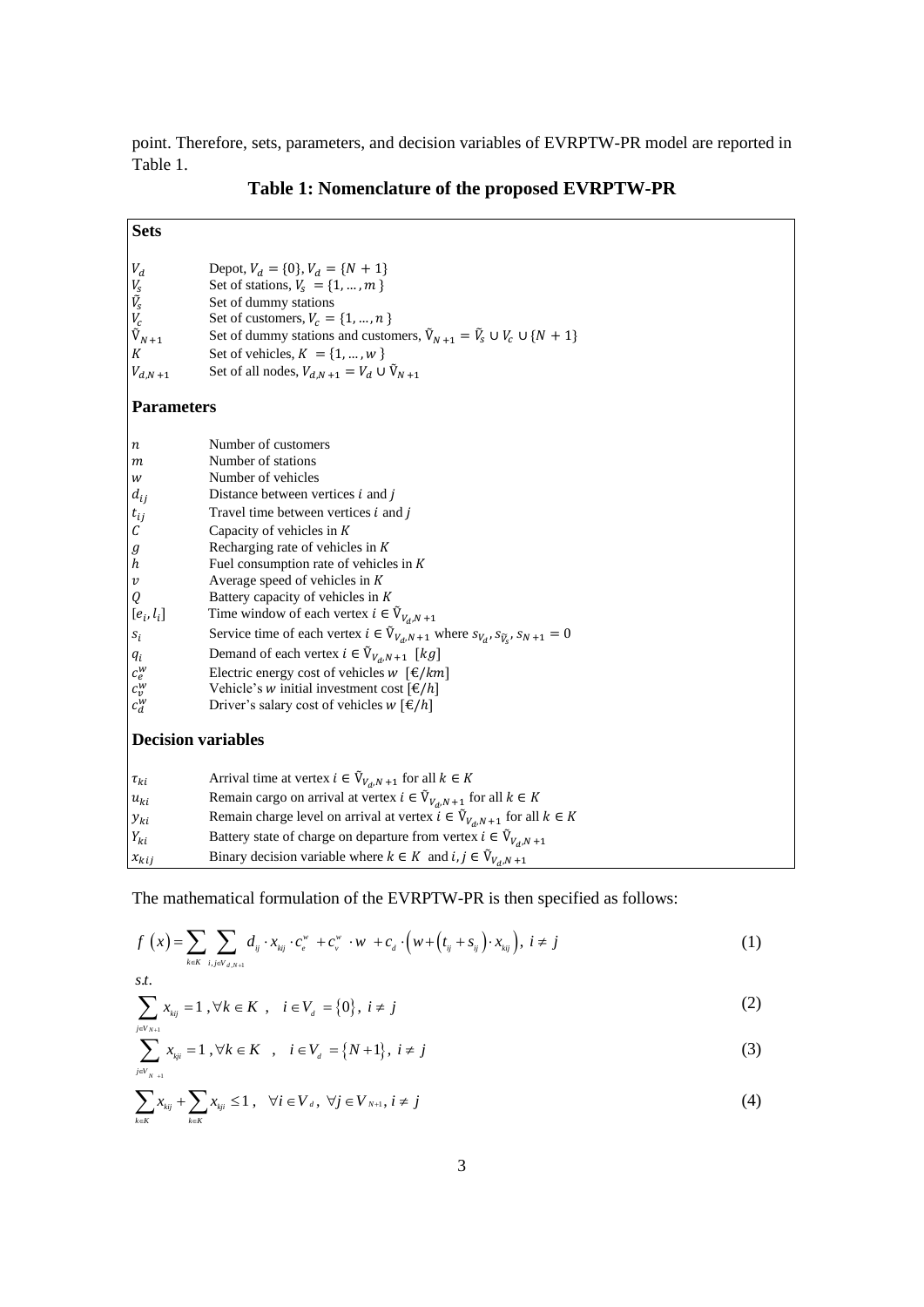point. Therefore, sets, parameters, and decision variables of EVRPTW-PR model are reported in Table 1.

**Table 1: Nomenclature of the proposed EVRPTW-PR**

| | |
|---|---|
| **Sets** | |
| $V_d$ | Depot, $V_d = \{0\}$, $V_d = \{N+1\}$ |
| $V_s$ | Set of stations, $V_s = \{1, \ldots, m\}$ |
| $\tilde{V}_s$ | Set of dummy stations |
| $V_c$ | Set of customers, $V_c = \{1, \ldots, n\}$ |
| $\tilde{V}_{N+1}$ | Set of dummy stations and customers, $\tilde{V}_{N+1} = \tilde{V}_s \cup V_c \cup \{N+1\}$ |
| $K$ | Set of vehicles, $K = \{1, \ldots, w\}$ |
| $V_{d,N+1}$ | Set of all nodes, $V_{d,N+1} = V_d \cup \tilde{V}_{N+1}$ |
| **Parameters** | |
| $n$ | Number of customers |
| $m$ | Number of stations |
| $w$ | Number of vehicles |
| $d_{ij}$ | Distance between vertices $i$ and $j$ |
| $t_{ij}$ | Travel time between vertices $i$ and $j$ |
| $C$ | Capacity of vehicles in $K$ |
| $g$ | Recharging rate of vehicles in $K$ |
| $h$ | Fuel consumption rate of vehicles in $K$ |
| $v$ | Average speed of vehicles in $K$ |
| $Q$ | Battery capacity of vehicles in $K$ |
| $[e_i, l_i]$ | Time window of each vertex $i \in \tilde{V}_{V_d,N+1}$ |
| $s_i$ | Service time of each vertex $i \in \tilde{V}_{V_d,N+1}$ where $s_{V_d}, s_{\tilde{V}_s}, s_{N+1} = 0$ |
| $q_i$ | Demand of each vertex $i \in \tilde{V}_{V_d,N+1}$ $[kg]$ |
| $c_e^w$ | Electric energy cost of vehicles $w$ $[€/km]$ |
| $c_v^w$ | Vehicle's $w$ initial investment cost $[€/h]$ |
| $c_d^w$ | Driver's salary cost of vehicles $w$ $[€/h]$ |
| **Decision variables** | |
| $\tau_{ki}$ | Arrival time at vertex $i \in \tilde{V}_{V_d,N+1}$ for all $k \in K$ |
| $u_{ki}$ | Remain cargo on arrival at vertex $i \in \tilde{V}_{V_d,N+1}$ for all $k \in K$ |
| $y_{ki}$ | Remain charge level on arrival at vertex $i \in \tilde{V}_{V_d,N+1}$ for all $k \in K$ |
| $Y_{ki}$ | Battery state of charge on departure from vertex $i \in \tilde{V}_{V_d,N+1}$ |
| $x_{kij}$ | Binary decision variable where $k \in K$ and $i, j \in \tilde{V}_{V_d,N+1}$ |

The mathematical formulation of the EVRPTW-PR is then specified as follows:

$$f(x) = \sum_{k \in K} \sum_{i,j \in V_{d,N+1}} d_{ij} \cdot x_{kij} \cdot c_e^w + c_v^w \cdot w + c_d \cdot \left( w + \left( t_{ij} + s_{ij} \right) \cdot x_{kij} \right), \; i \neq j \tag{1}$$

s.t.

$$\sum_{j \in V_{N+1}} x_{kij} = 1, \forall k \in K, \quad i \in V_d = \{0\}, \; i \neq j \tag{2}$$

$$\sum_{j \in V_{N+1}} x_{kji} = 1, \forall k \in K, \quad i \in V_d = \{N+1\}, \; i \neq j \tag{3}$$

$$\sum_{k \in K} x_{kij} + \sum_{k \in K} x_{kji} \leq 1, \quad \forall i \in V_d, \; \forall j \in V_{N+1}, \; i \neq j \tag{4}$$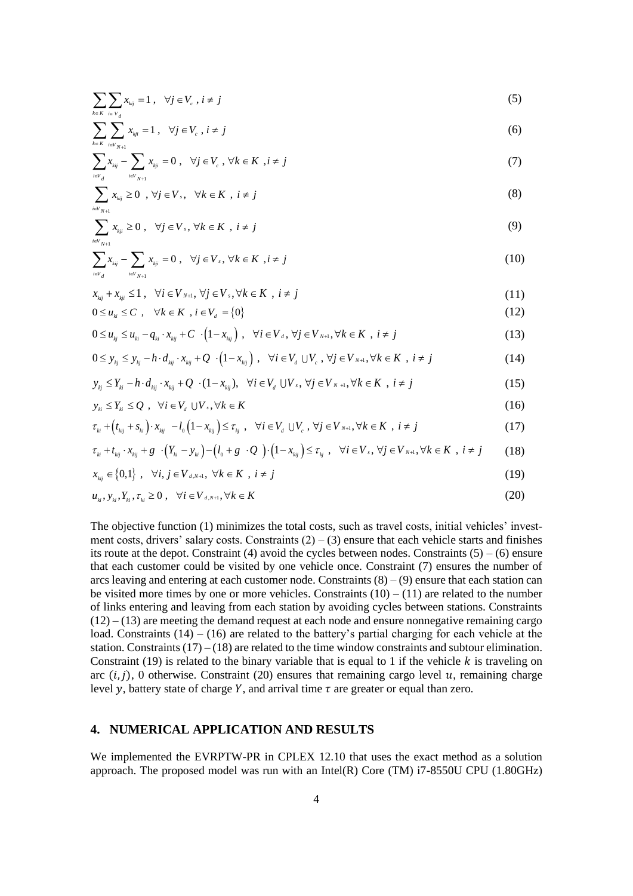$$\sum_{k\in K}\sum_{i\in V_d} x_{kij} = 1\ ,\quad \forall j \in V_c\ , i \neq j \tag{5}$$

$$\sum_{k\in K}\sum_{i\in V_{N+1}} x_{kji} = 1\ ,\quad \forall j \in V_c\ , i \neq j \tag{6}$$

$$\sum_{i\in V_d} x_{kij} - \sum_{i\in V_{N+1}} x_{kji} = 0\ ,\quad \forall j \in V_c\ , \forall k \in K\ , i \neq j \tag{7}$$

$$\sum_{i\in V_{N+1}} x_{kij} \geq 0\ ,\ \forall j \in V_s,\quad \forall k \in K\ ,\ i \neq j \tag{8}$$

$$\sum_{i\in V_{N+1}} x_{kji} \geq 0\ ,\quad \forall j \in V_s, \forall k \in K\ ,\ i \neq j \tag{9}$$

$$\sum_{i\in V_d} x_{kij} - \sum_{i\in V_{N+1}} x_{kji} = 0\ ,\quad \forall j \in V_s, \forall k \in K\ , i \neq j \tag{10}$$

$$x_{kij} + x_{kji} \leq 1\ ,\quad \forall i \in V_{N+1}, \forall j \in V_s, \forall k \in K\ ,\ i \neq j \tag{11}$$

$$0 \leq u_{ki} \leq C\ ,\quad \forall k \in K\ , i \in V_d = \{0\} \tag{12}$$

$$0 \leq u_{kj} \leq u_{ki} - q_{ki}\cdot x_{kij} + C\ \cdot\left(1 - x_{kij}\right)\ ,\quad \forall i \in V_d, \forall j \in V_{N+1}, \forall k \in K\ ,\ i \neq j \tag{13}$$

$$0 \leq y_{kj} \leq y_{kj} - h\cdot d_{kij}\cdot x_{kij} + Q\ \cdot\left(1 - x_{kij}\right)\ ,\quad \forall i \in V_d \cup V_c\ , \forall j \in V_{N+1}, \forall k \in K\ ,\ i \neq j \tag{14}$$

$$y_{kj} \leq Y_{ki} - h\cdot d_{kij}\cdot x_{kij} + Q\ \cdot(1 - x_{kij}),\quad \forall i \in V_d \cup V_s, \forall j \in V_{N+1}, \forall k \in K\ ,\ i \neq j \tag{15}$$

$$y_{ki} \leq Y_{ki} \leq Q\ ,\quad \forall i \in V_d \cup V_s, \forall k \in K \tag{16}$$

$$\tau_{ki} + \left(t_{kij} + s_{ki}\right)\cdot x_{kij}\ - l_0\left(1 - x_{kij}\right) \leq \tau_{kj}\ ,\quad \forall i \in V_d \cup V_c\ , \forall j \in V_{N+1}, \forall k \in K\ ,\ i \neq j \tag{17}$$

$$\tau_{ki} + t_{kij}\cdot x_{kij} + g\ \cdot\left(Y_{ki} - y_{ki}\right) - \left(l_0 + g\ \cdot Q\ \right)\cdot\left(1 - x_{kij}\right) \leq \tau_{kj}\ ,\quad \forall i \in V_s, \forall j \in V_{N+1}, \forall k \in K\ ,\ i \neq j \tag{18}$$

$$x_{kij} \in \{0,1\}\ ,\quad \forall i, j \in V_{d,N+1},\ \forall k \in K\ ,\ i \neq j \tag{19}$$

$$u_{ki}, y_{ki}, Y_{ki}, \tau_{ki} \geq 0\ ,\quad \forall i \in V_{d,N+1}, \forall k \in K \tag{20}$$

The objective function (1) minimizes the total costs, such as travel costs, initial vehicles' investment costs, drivers' salary costs. Constraints (2) – (3) ensure that each vehicle starts and finishes its route at the depot. Constraint (4) avoid the cycles between nodes. Constraints (5) – (6) ensure that each customer could be visited by one vehicle once. Constraint (7) ensures the number of arcs leaving and entering at each customer node. Constraints (8) – (9) ensure that each station can be visited more times by one or more vehicles. Constraints (10) – (11) are related to the number of links entering and leaving from each station by avoiding cycles between stations. Constraints (12) – (13) are meeting the demand request at each node and ensure nonnegative remaining cargo load. Constraints (14) – (16) are related to the battery's partial charging for each vehicle at the station. Constraints (17) – (18) are related to the time window constraints and subtour elimination. Constraint (19) is related to the binary variable that is equal to 1 if the vehicle $k$ is traveling on arc $(i, j)$, 0 otherwise. Constraint (20) ensures that remaining cargo level $u$, remaining charge level $y$, battery state of charge $Y$, and arrival time $\tau$ are greater or equal than zero.

## 4. NUMERICAL APPLICATION AND RESULTS

We implemented the EVRPTW-PR in CPLEX 12.10 that uses the exact method as a solution approach. The proposed model was run with an Intel(R) Core (TM) i7-8550U CPU (1.80GHz)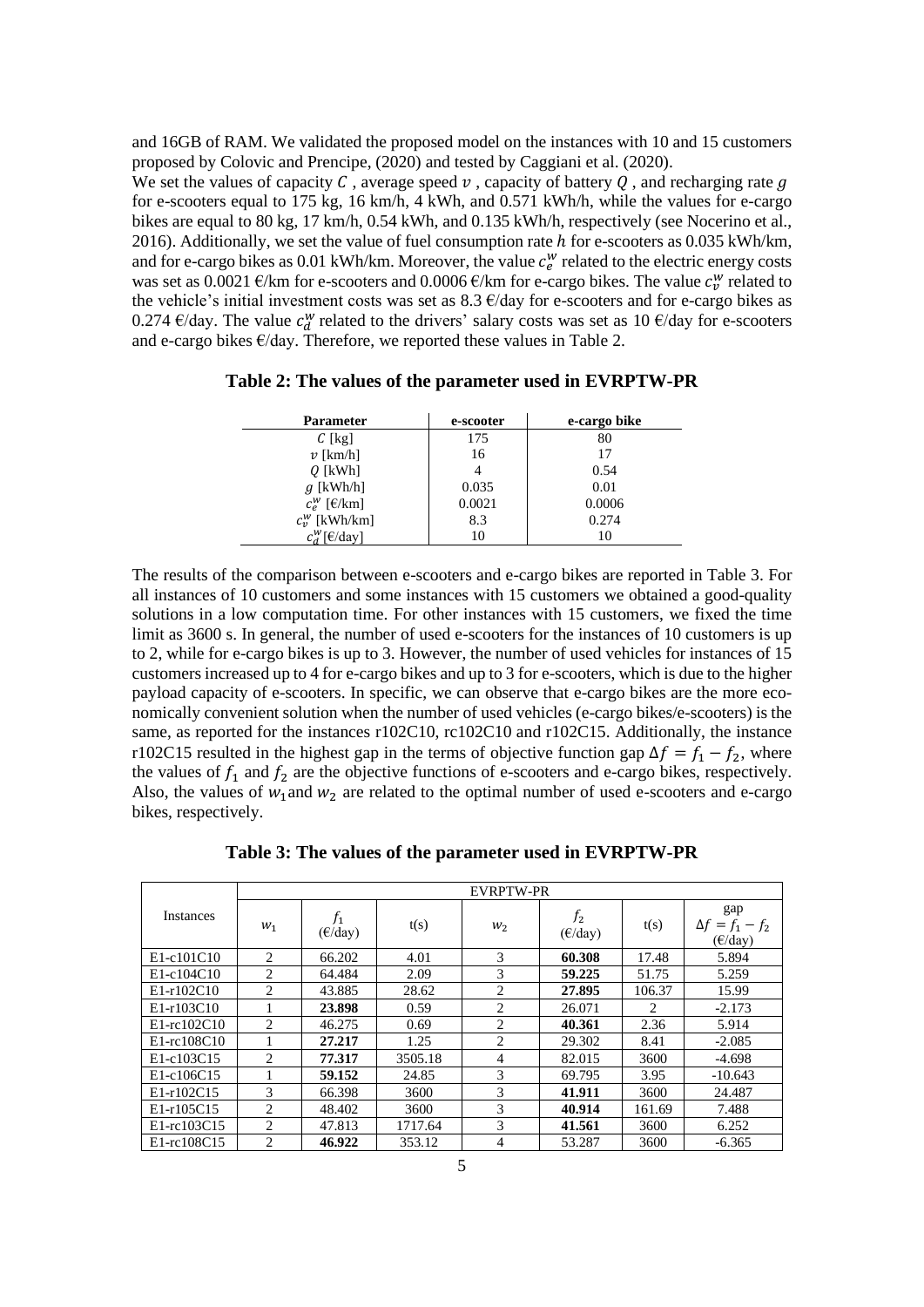and 16GB of RAM. We validated the proposed model on the instances with 10 and 15 customers proposed by Colovic and Prencipe, (2020) and tested by Caggiani et al. (2020).

We set the values of capacity $C$ , average speed $v$ , capacity of battery $Q$ , and recharging rate $g$ for e-scooters equal to 175 kg, 16 km/h, 4 kWh, and 0.571 kWh/h, while the values for e-cargo bikes are equal to 80 kg, 17 km/h, 0.54 kWh, and 0.135 kWh/h, respectively (see Nocerino et al., 2016). Additionally, we set the value of fuel consumption rate $h$ for e-scooters as 0.035 kWh/km, and for e-cargo bikes as 0.01 kWh/km. Moreover, the value $c_e^w$ related to the electric energy costs was set as 0.0021 €/km for e-scooters and 0.0006 €/km for e-cargo bikes. The value $c_v^w$ related to the vehicle's initial investment costs was set as 8.3 €/day for e-scooters and for e-cargo bikes as 0.274 €/day. The value $c_d^w$ related to the drivers' salary costs was set as 10 €/day for e-scooters and e-cargo bikes €/day. Therefore, we reported these values in Table 2.

**Table 2: The values of the parameter used in EVRPTW-PR**

| Parameter | e-scooter | e-cargo bike |
|---|---|---|
| $C$ [kg] | 175 | 80 |
| $v$ [km/h] | 16 | 17 |
| $Q$ [kWh] | 4 | 0.54 |
| $g$ [kWh/h] | 0.035 | 0.01 |
| $c_e^w$ [€/km] | 0.0021 | 0.0006 |
| $c_v^w$ [kWh/km] | 8.3 | 0.274 |
| $c_d^w$ [€/day] | 10 | 10 |

The results of the comparison between e-scooters and e-cargo bikes are reported in Table 3. For all instances of 10 customers and some instances with 15 customers we obtained a good-quality solutions in a low computation time. For other instances with 15 customers, we fixed the time limit as 3600 s. In general, the number of used e-scooters for the instances of 10 customers is up to 2, while for e-cargo bikes is up to 3. However, the number of used vehicles for instances of 15 customers increased up to 4 for e-cargo bikes and up to 3 for e-scooters, which is due to the higher payload capacity of e-scooters. In specific, we can observe that e-cargo bikes are the more economically convenient solution when the number of used vehicles (e-cargo bikes/e-scooters) is the same, as reported for the instances r102C10, rc102C10 and r102C15. Additionally, the instance r102C15 resulted in the highest gap in the terms of objective function gap $\Delta f = f_1 - f_2$, where the values of $f_1$ and $f_2$ are the objective functions of e-scooters and e-cargo bikes, respectively. Also, the values of $w_1$ and $w_2$ are related to the optimal number of used e-scooters and e-cargo bikes, respectively.

**Table 3: The values of the parameter used in EVRPTW-PR**

| Instances | EVRPTW-PR | | | | | | |
|---|---|---|---|---|---|---|---|
| | $w_1$ | $f_1$ (€/day) | t(s) | $w_2$ | $f_2$ (€/day) | t(s) | gap $\Delta f = f_1 - f_2$ (€/day) |
| E1-c101C10 | 2 | 66.202 | 4.01 | 3 | **60.308** | 17.48 | 5.894 |
| E1-c104C10 | 2 | 64.484 | 2.09 | 3 | **59.225** | 51.75 | 5.259 |
| E1-r102C10 | 2 | 43.885 | 28.62 | 2 | **27.895** | 106.37 | 15.99 |
| E1-r103C10 | 1 | **23.898** | 0.59 | 2 | 26.071 | 2 | -2.173 |
| E1-rc102C10 | 2 | 46.275 | 0.69 | 2 | **40.361** | 2.36 | 5.914 |
| E1-rc108C10 | 1 | **27.217** | 1.25 | 2 | 29.302 | 8.41 | -2.085 |
| E1-c103C15 | 2 | **77.317** | 3505.18 | 4 | 82.015 | 3600 | -4.698 |
| E1-c106C15 | 1 | **59.152** | 24.85 | 3 | 69.795 | 3.95 | -10.643 |
| E1-r102C15 | 3 | 66.398 | 3600 | 3 | **41.911** | 3600 | 24.487 |
| E1-r105C15 | 2 | 48.402 | 3600 | 3 | **40.914** | 161.69 | 7.488 |
| E1-rc103C15 | 2 | 47.813 | 1717.64 | 3 | **41.561** | 3600 | 6.252 |
| E1-rc108C15 | 2 | **46.922** | 353.12 | 4 | 53.287 | 3600 | -6.365 |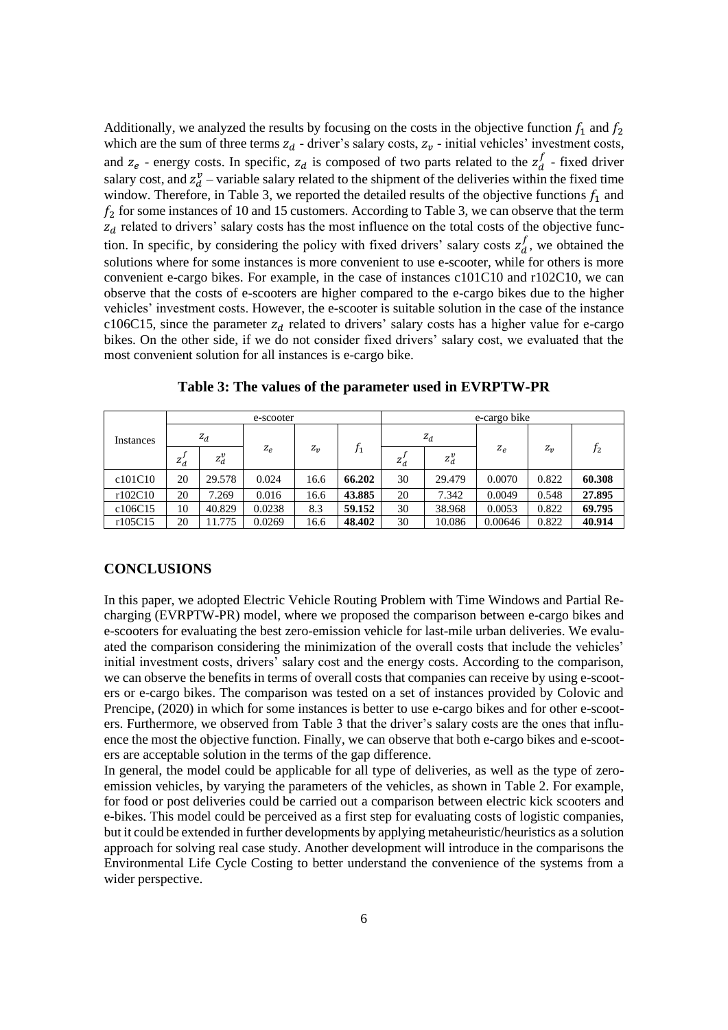Additionally, we analyzed the results by focusing on the costs in the objective function $f_1$ and $f_2$ which are the sum of three terms $z_d$ - driver's salary costs, $z_v$ - initial vehicles' investment costs, and $z_e$ - energy costs. In specific, $z_d$ is composed of two parts related to the $z_d^f$ - fixed driver salary cost, and $z_d^v$ – variable salary related to the shipment of the deliveries within the fixed time window. Therefore, in Table 3, we reported the detailed results of the objective functions $f_1$ and $f_2$ for some instances of 10 and 15 customers. According to Table 3, we can observe that the term $z_d$ related to drivers' salary costs has the most influence on the total costs of the objective function. In specific, by considering the policy with fixed drivers' salary costs $z_d^f$, we obtained the solutions where for some instances is more convenient to use e-scooter, while for others is more convenient e-cargo bikes. For example, in the case of instances c101C10 and r102C10, we can observe that the costs of e-scooters are higher compared to the e-cargo bikes due to the higher vehicles' investment costs. However, the e-scooter is suitable solution in the case of the instance c106C15, since the parameter $z_d$ related to drivers' salary costs has a higher value for e-cargo bikes. On the other side, if we do not consider fixed drivers' salary cost, we evaluated that the most convenient solution for all instances is e-cargo bike.

**Table 3: The values of the parameter used in EVRPTW-PR**

| Instances | e-scooter | | | | | e-cargo bike | | | | |
|---|---|---|---|---|---|---|---|---|---|---|
| | $z_d$ | | $z_e$ | $z_v$ | $f_1$ | $z_d$ | | $z_e$ | $z_v$ | $f_2$ |
| | $z_d^f$ | $z_d^v$ | | | | $z_d^f$ | $z_d^v$ | | | |
| c101C10 | 20 | 29.578 | 0.024 | 16.6 | **66.202** | 30 | 29.479 | 0.0070 | 0.822 | **60.308** |
| r102C10 | 20 | 7.269 | 0.016 | 16.6 | **43.885** | 20 | 7.342 | 0.0049 | 0.548 | **27.895** |
| c106C15 | 10 | 40.829 | 0.0238 | 8.3 | **59.152** | 30 | 38.968 | 0.0053 | 0.822 | **69.795** |
| r105C15 | 20 | 11.775 | 0.0269 | 16.6 | **48.402** | 30 | 10.086 | 0.00646 | 0.822 | **40.914** |

## CONCLUSIONS

In this paper, we adopted Electric Vehicle Routing Problem with Time Windows and Partial Recharging (EVRPTW-PR) model, where we proposed the comparison between e-cargo bikes and e-scooters for evaluating the best zero-emission vehicle for last-mile urban deliveries. We evaluated the comparison considering the minimization of the overall costs that include the vehicles' initial investment costs, drivers' salary cost and the energy costs. According to the comparison, we can observe the benefits in terms of overall costs that companies can receive by using e-scooters or e-cargo bikes. The comparison was tested on a set of instances provided by Colovic and Prencipe, (2020) in which for some instances is better to use e-cargo bikes and for other e-scooters. Furthermore, we observed from Table 3 that the driver's salary costs are the ones that influence the most the objective function. Finally, we can observe that both e-cargo bikes and e-scooters are acceptable solution in the terms of the gap difference.

In general, the model could be applicable for all type of deliveries, as well as the type of zero-emission vehicles, by varying the parameters of the vehicles, as shown in Table 2. For example, for food or post deliveries could be carried out a comparison between electric kick scooters and e-bikes. This model could be perceived as a first step for evaluating costs of logistic companies, but it could be extended in further developments by applying metaheuristic/heuristics as a solution approach for solving real case study. Another development will introduce in the comparisons the Environmental Life Cycle Costing to better understand the convenience of the systems from a wider perspective.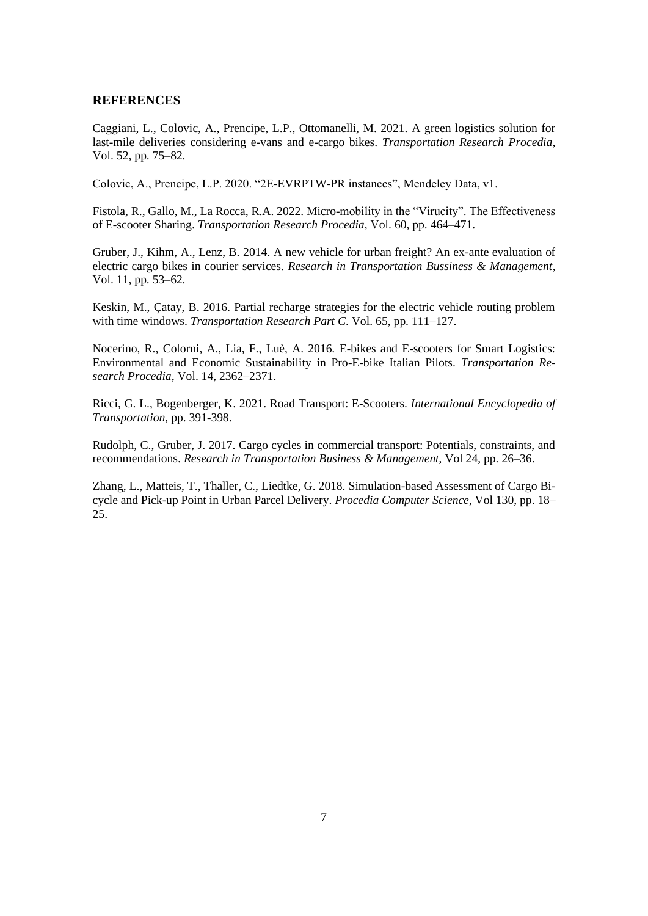## REFERENCES

Caggiani, L., Colovic, A., Prencipe, L.P., Ottomanelli, M. 2021. A green logistics solution for last-mile deliveries considering e-vans and e-cargo bikes. *Transportation Research Procedia*, Vol. 52, pp. 75–82.

Colovic, A., Prencipe, L.P. 2020. "2E-EVRPTW-PR instances", Mendeley Data, v1.

Fistola, R., Gallo, M., La Rocca, R.A. 2022. Micro-mobility in the "Virucity". The Effectiveness of E-scooter Sharing. *Transportation Research Procedia*, Vol. 60, pp. 464–471.

Gruber, J., Kihm, A., Lenz, B. 2014. A new vehicle for urban freight? An ex-ante evaluation of electric cargo bikes in courier services. *Research in Transportation Bussiness & Management*, Vol. 11, pp. 53–62.

Keskin, M., Çatay, B. 2016. Partial recharge strategies for the electric vehicle routing problem with time windows. *Transportation Research Part C*. Vol. 65, pp. 111–127.

Nocerino, R., Colorni, A., Lia, F., Luè, A. 2016. E-bikes and E-scooters for Smart Logistics: Environmental and Economic Sustainability in Pro-E-bike Italian Pilots. *Transportation Research Procedia*, Vol. 14, 2362–2371.

Ricci, G. L., Bogenberger, K. 2021. Road Transport: E-Scooters. *International Encyclopedia of Transportation*, pp. 391-398.

Rudolph, C., Gruber, J. 2017. Cargo cycles in commercial transport: Potentials, constraints, and recommendations. *Research in Transportation Business & Management*, Vol 24, pp. 26–36.

Zhang, L., Matteis, T., Thaller, C., Liedtke, G. 2018. Simulation-based Assessment of Cargo Bicycle and Pick-up Point in Urban Parcel Delivery. *Procedia Computer Science*, Vol 130, pp. 18–25.